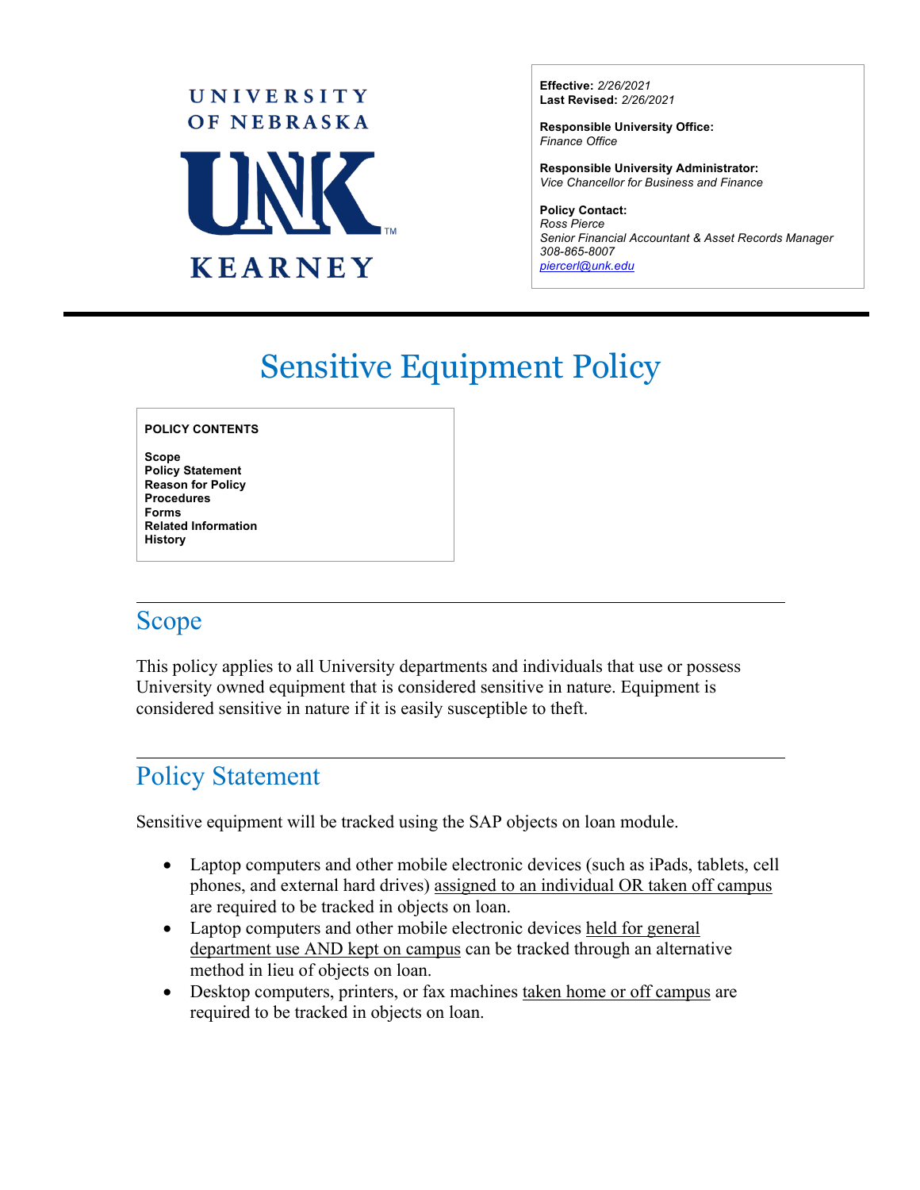UNIVERSITY OF NEBRASKA

UNK

KEARNEY

**Effective:** *2/26/2021*
**Last Revised:** *2/26/2021*

**Responsible University Office:**
*Finance Office*

**Responsible University Administrator:**
*Vice Chancellor for Business and Finance*

**Policy Contact:**
*Ross Pierce*
*Senior Financial Accountant & Asset Records Manager*
*308-865-8007*
*piercerl@unk.edu*

# Sensitive Equipment Policy

**POLICY CONTENTS**

**Scope**
**Policy Statement**
**Reason for Policy**
**Procedures**
**Forms**
**Related Information**
**History**

## Scope

This policy applies to all University departments and individuals that use or possess University owned equipment that is considered sensitive in nature. Equipment is considered sensitive in nature if it is easily susceptible to theft.

## Policy Statement

Sensitive equipment will be tracked using the SAP objects on loan module.

- Laptop computers and other mobile electronic devices (such as iPads, tablets, cell phones, and external hard drives) assigned to an individual OR taken off campus are required to be tracked in objects on loan.
- Laptop computers and other mobile electronic devices held for general department use AND kept on campus can be tracked through an alternative method in lieu of objects on loan.
- Desktop computers, printers, or fax machines taken home or off campus are required to be tracked in objects on loan.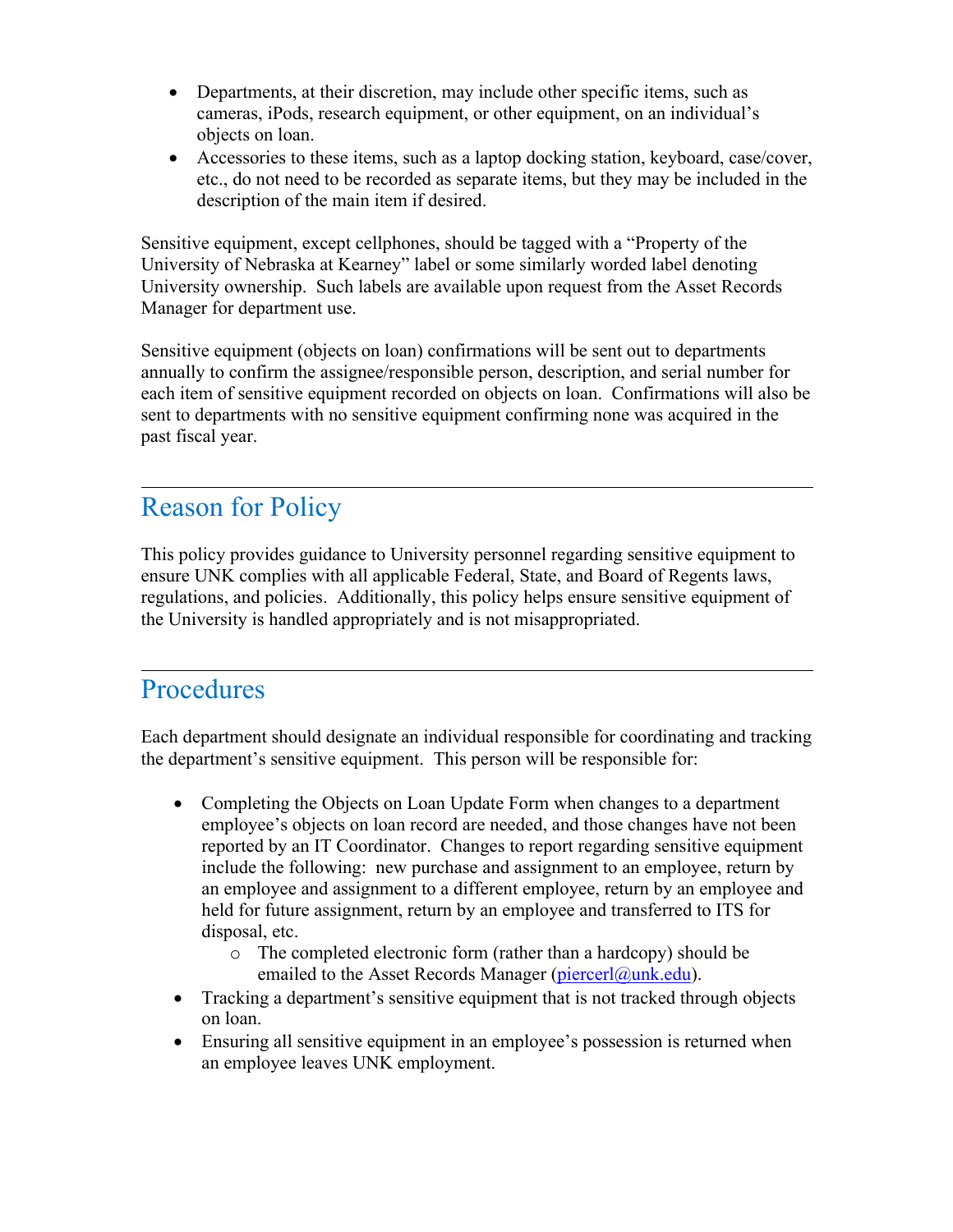- Departments, at their discretion, may include other specific items, such as cameras, iPods, research equipment, or other equipment, on an individual's objects on loan.
- Accessories to these items, such as a laptop docking station, keyboard, case/cover, etc., do not need to be recorded as separate items, but they may be included in the description of the main item if desired.

Sensitive equipment, except cellphones, should be tagged with a "Property of the University of Nebraska at Kearney" label or some similarly worded label denoting University ownership. Such labels are available upon request from the Asset Records Manager for department use.

Sensitive equipment (objects on loan) confirmations will be sent out to departments annually to confirm the assignee/responsible person, description, and serial number for each item of sensitive equipment recorded on objects on loan. Confirmations will also be sent to departments with no sensitive equipment confirming none was acquired in the past fiscal year.

## Reason for Policy

This policy provides guidance to University personnel regarding sensitive equipment to ensure UNK complies with all applicable Federal, State, and Board of Regents laws, regulations, and policies. Additionally, this policy helps ensure sensitive equipment of the University is handled appropriately and is not misappropriated.

## Procedures

Each department should designate an individual responsible for coordinating and tracking the department's sensitive equipment. This person will be responsible for:

- Completing the Objects on Loan Update Form when changes to a department employee's objects on loan record are needed, and those changes have not been reported by an IT Coordinator. Changes to report regarding sensitive equipment include the following: new purchase and assignment to an employee, return by an employee and assignment to a different employee, return by an employee and held for future assignment, return by an employee and transferred to ITS for disposal, etc.
  - The completed electronic form (rather than a hardcopy) should be emailed to the Asset Records Manager (piercerl@unk.edu).
- Tracking a department's sensitive equipment that is not tracked through objects on loan.
- Ensuring all sensitive equipment in an employee's possession is returned when an employee leaves UNK employment.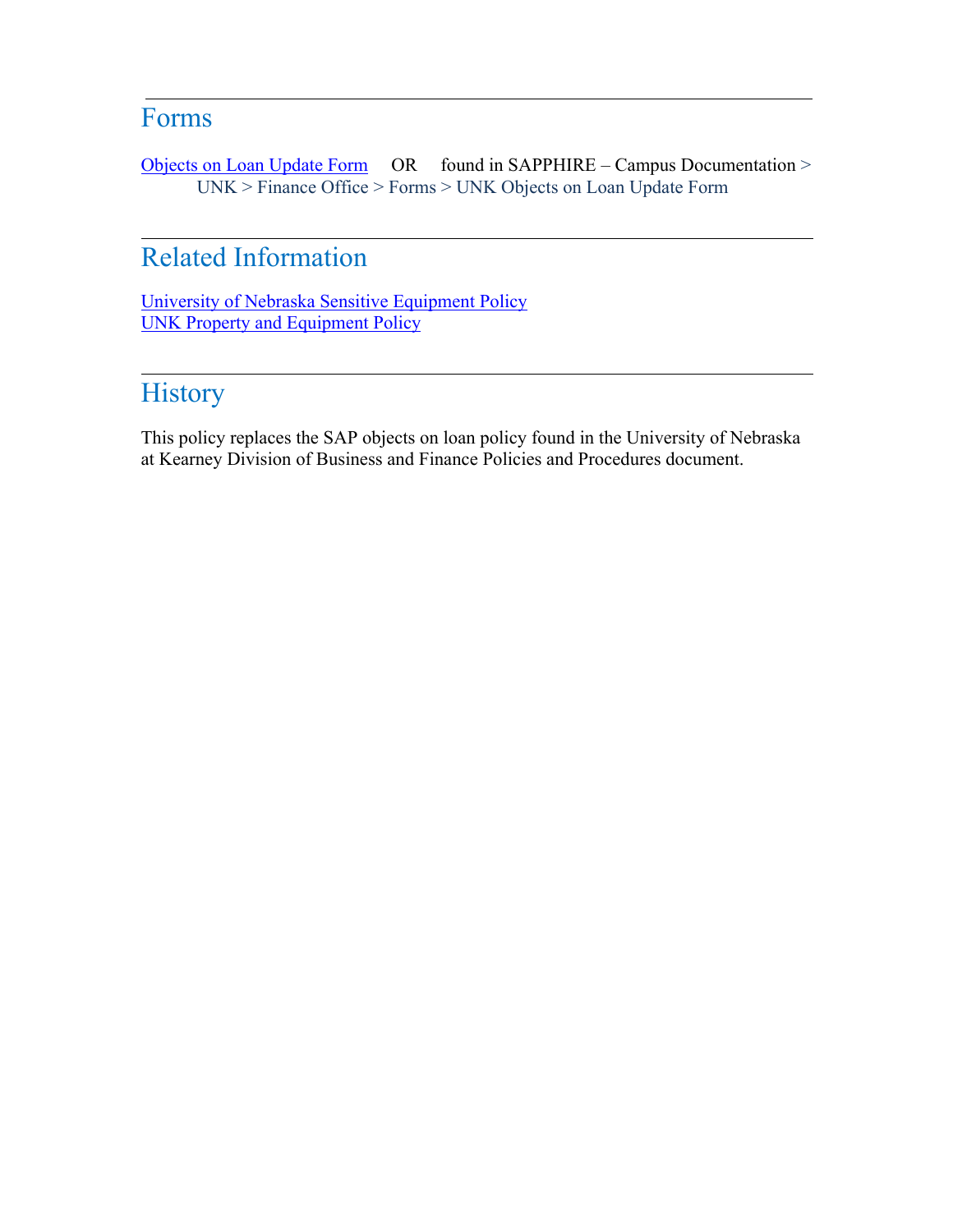## Forms

Objects on Loan Update Form OR found in SAPPHIRE – Campus Documentation > UNK > Finance Office > Forms > UNK Objects on Loan Update Form

## Related Information

University of Nebraska Sensitive Equipment Policy
UNK Property and Equipment Policy

## History

This policy replaces the SAP objects on loan policy found in the University of Nebraska at Kearney Division of Business and Finance Policies and Procedures document.